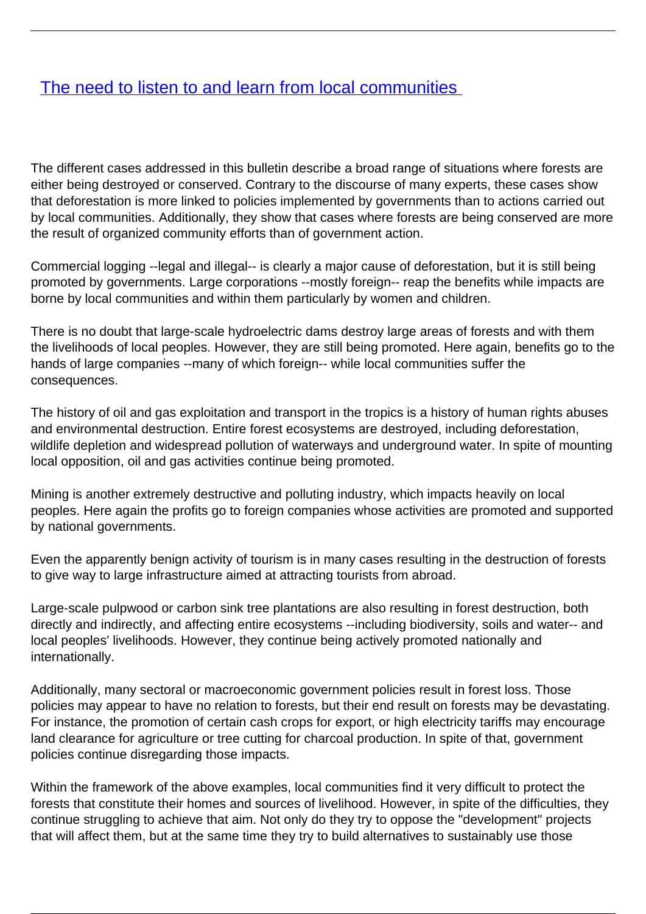# [The need to listen to and learn from local communities]

The different cases addressed in this bulletin describe a broad range of situations where forests are either being destroyed or conserved. Contrary to the discourse of many experts, these cases show that deforestation is more linked to policies implemented by governments than to actions carried out by local communities. Additionally, they show that cases where forests are being conserved are more the result of organized community efforts than of government action.

Commercial logging --legal and illegal-- is clearly a major cause of deforestation, but it is still being promoted by governments. Large corporations --mostly foreign-- reap the benefits while impacts are borne by local communities and within them particularly by women and children.

There is no doubt that large-scale hydroelectric dams destroy large areas of forests and with them the livelihoods of local peoples. However, they are still being promoted. Here again, benefits go to the hands of large companies --many of which foreign-- while local communities suffer the consequences.

The history of oil and gas exploitation and transport in the tropics is a history of human rights abuses and environmental destruction. Entire forest ecosystems are destroyed, including deforestation, wildlife depletion and widespread pollution of waterways and underground water. In spite of mounting local opposition, oil and gas activities continue being promoted.

Mining is another extremely destructive and polluting industry, which impacts heavily on local peoples. Here again the profits go to foreign companies whose activities are promoted and supported by national governments.

Even the apparently benign activity of tourism is in many cases resulting in the destruction of forests to give way to large infrastructure aimed at attracting tourists from abroad.

Large-scale pulpwood or carbon sink tree plantations are also resulting in forest destruction, both directly and indirectly, and affecting entire ecosystems --including biodiversity, soils and water-- and local peoples' livelihoods. However, they continue being actively promoted nationally and internationally.

Additionally, many sectoral or macroeconomic government policies result in forest loss. Those policies may appear to have no relation to forests, but their end result on forests may be devastating. For instance, the promotion of certain cash crops for export, or high electricity tariffs may encourage land clearance for agriculture or tree cutting for charcoal production. In spite of that, government policies continue disregarding those impacts.

Within the framework of the above examples, local communities find it very difficult to protect the forests that constitute their homes and sources of livelihood. However, in spite of the difficulties, they continue struggling to achieve that aim. Not only do they try to oppose the "development" projects that will affect them, but at the same time they try to build alternatives to sustainably use those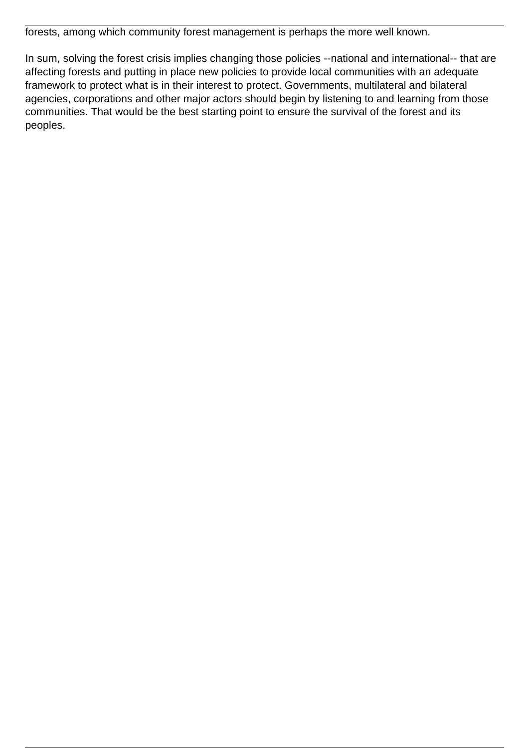forests, among which community forest management is perhaps the more well known.

In sum, solving the forest crisis implies changing those policies --national and international-- that are affecting forests and putting in place new policies to provide local communities with an adequate framework to protect what is in their interest to protect. Governments, multilateral and bilateral agencies, corporations and other major actors should begin by listening to and learning from those communities. That would be the best starting point to ensure the survival of the forest and its peoples.